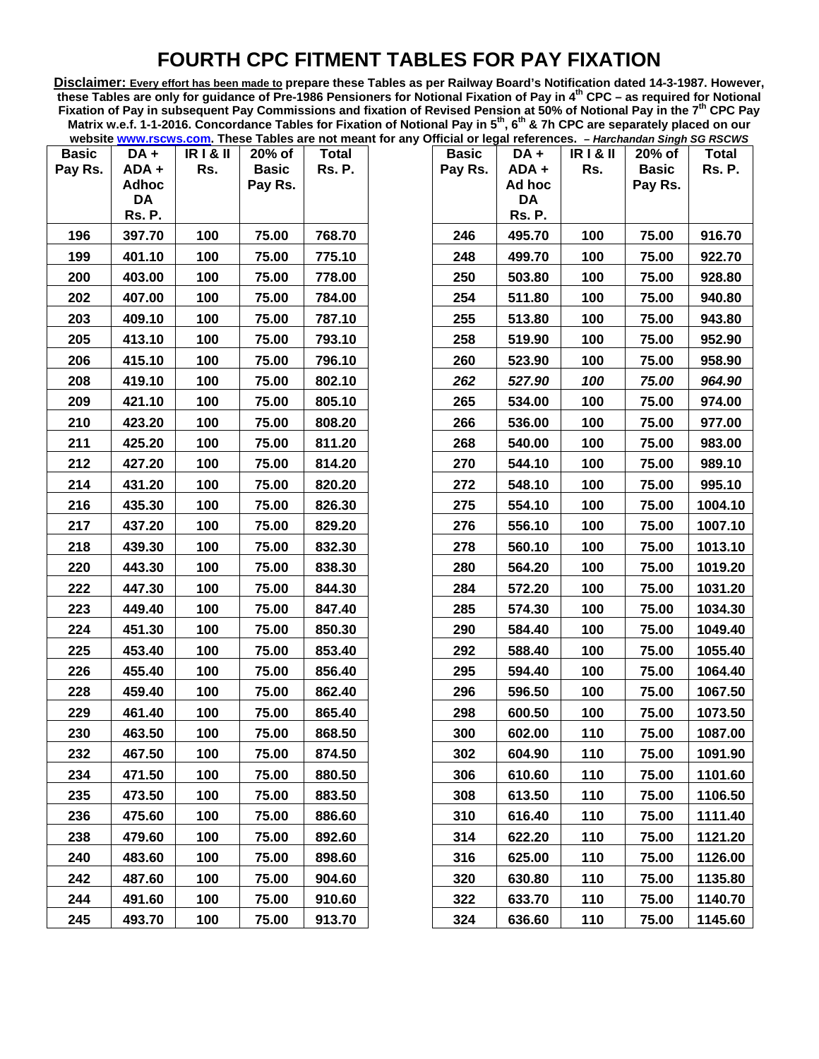# FOURTH CPC FITMENT TABLES FOR PAY FIXATION

**Disclaimer: Every effort has been made to prepare these Tables as per Railway Board's Notification dated 14-3-1987. However, these Tables are only for guidance of Pre-1986 Pensioners for Notional Fixation of Pay in 4th CPC – as required for Notional Fixation of Pay in subsequent Pay Commissions and fixation of Revised Pension at 50% of Notional Pay in the 7th CPC Pay Matrix w.e.f. 1-1-2016. Concordance Tables for Fixation of Notional Pay in 5th, 6th & 7h CPC are separately placed on our website www.rscws.com. These Tables are not meant for any Official or legal references.** *– Harchandan Singh SG RSCWS*

| Basic Pay Rs. | DA + ADA + Adhoc DA Rs. P. | IR I & II Rs. | 20% of Basic Pay Rs. | Total Rs. P. |
|---|---|---|---|---|
| 196 | 397.70 | 100 | 75.00 | 768.70 |
| 199 | 401.10 | 100 | 75.00 | 775.10 |
| 200 | 403.00 | 100 | 75.00 | 778.00 |
| 202 | 407.00 | 100 | 75.00 | 784.00 |
| 203 | 409.10 | 100 | 75.00 | 787.10 |
| 205 | 413.10 | 100 | 75.00 | 793.10 |
| 206 | 415.10 | 100 | 75.00 | 796.10 |
| 208 | 419.10 | 100 | 75.00 | 802.10 |
| 209 | 421.10 | 100 | 75.00 | 805.10 |
| 210 | 423.20 | 100 | 75.00 | 808.20 |
| 211 | 425.20 | 100 | 75.00 | 811.20 |
| 212 | 427.20 | 100 | 75.00 | 814.20 |
| 214 | 431.20 | 100 | 75.00 | 820.20 |
| 216 | 435.30 | 100 | 75.00 | 826.30 |
| 217 | 437.20 | 100 | 75.00 | 829.20 |
| 218 | 439.30 | 100 | 75.00 | 832.30 |
| 220 | 443.30 | 100 | 75.00 | 838.30 |
| 222 | 447.30 | 100 | 75.00 | 844.30 |
| 223 | 449.40 | 100 | 75.00 | 847.40 |
| 224 | 451.30 | 100 | 75.00 | 850.30 |
| 225 | 453.40 | 100 | 75.00 | 853.40 |
| 226 | 455.40 | 100 | 75.00 | 856.40 |
| 228 | 459.40 | 100 | 75.00 | 862.40 |
| 229 | 461.40 | 100 | 75.00 | 865.40 |
| 230 | 463.50 | 100 | 75.00 | 868.50 |
| 232 | 467.50 | 100 | 75.00 | 874.50 |
| 234 | 471.50 | 100 | 75.00 | 880.50 |
| 235 | 473.50 | 100 | 75.00 | 883.50 |
| 236 | 475.60 | 100 | 75.00 | 886.60 |
| 238 | 479.60 | 100 | 75.00 | 892.60 |
| 240 | 483.60 | 100 | 75.00 | 898.60 |
| 242 | 487.60 | 100 | 75.00 | 904.60 |
| 244 | 491.60 | 100 | 75.00 | 910.60 |
| 245 | 493.70 | 100 | 75.00 | 913.70 |
| 246 | 495.70 | 100 | 75.00 | 916.70 |
| 248 | 499.70 | 100 | 75.00 | 922.70 |
| 250 | 503.80 | 100 | 75.00 | 928.80 |
| 254 | 511.80 | 100 | 75.00 | 940.80 |
| 255 | 513.80 | 100 | 75.00 | 943.80 |
| 258 | 519.90 | 100 | 75.00 | 952.90 |
| 260 | 523.90 | 100 | 75.00 | 958.90 |
| *262* | *527.90* | *100* | *75.00* | *964.90* |
| 265 | 534.00 | 100 | 75.00 | 974.00 |
| 266 | 536.00 | 100 | 75.00 | 977.00 |
| 268 | 540.00 | 100 | 75.00 | 983.00 |
| 270 | 544.10 | 100 | 75.00 | 989.10 |
| 272 | 548.10 | 100 | 75.00 | 995.10 |
| 275 | 554.10 | 100 | 75.00 | 1004.10 |
| 276 | 556.10 | 100 | 75.00 | 1007.10 |
| 278 | 560.10 | 100 | 75.00 | 1013.10 |
| 280 | 564.20 | 100 | 75.00 | 1019.20 |
| 284 | 572.20 | 100 | 75.00 | 1031.20 |
| 285 | 574.30 | 100 | 75.00 | 1034.30 |
| 290 | 584.40 | 100 | 75.00 | 1049.40 |
| 292 | 588.40 | 100 | 75.00 | 1055.40 |
| 295 | 594.40 | 100 | 75.00 | 1064.40 |
| 296 | 596.50 | 100 | 75.00 | 1067.50 |
| 298 | 600.50 | 100 | 75.00 | 1073.50 |
| 300 | 602.00 | 110 | 75.00 | 1087.00 |
| 302 | 604.90 | 110 | 75.00 | 1091.90 |
| 306 | 610.60 | 110 | 75.00 | 1101.60 |
| 308 | 613.50 | 110 | 75.00 | 1106.50 |
| 310 | 616.40 | 110 | 75.00 | 1111.40 |
| 314 | 622.20 | 110 | 75.00 | 1121.20 |
| 316 | 625.00 | 110 | 75.00 | 1126.00 |
| 320 | 630.80 | 110 | 75.00 | 1135.80 |
| 322 | 633.70 | 110 | 75.00 | 1140.70 |
| 324 | 636.60 | 110 | 75.00 | 1145.60 |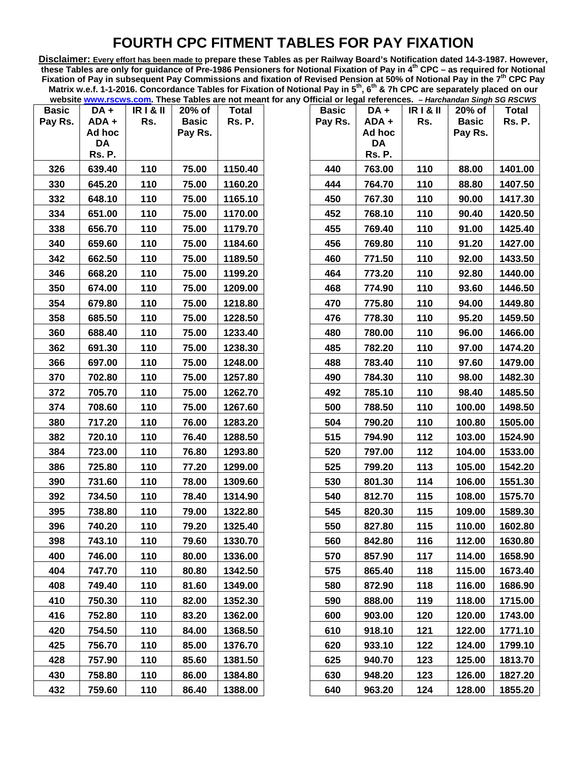# FOURTH CPC FITMENT TABLES FOR PAY FIXATION

**Disclaimer: Every effort has been made to prepare these Tables as per Railway Board's Notification dated 14-3-1987. However, these Tables are only for guidance of Pre-1986 Pensioners for Notional Fixation of Pay in 4th CPC – as required for Notional Fixation of Pay in subsequent Pay Commissions and fixation of Revised Pension at 50% of Notional Pay in the 7th CPC Pay Matrix w.e.f. 1-1-2016. Concordance Tables for Fixation of Notional Pay in 5th, 6th & 7h CPC are separately placed on our website www.rscws.com. These Tables are not meant for any Official or legal references.** *– Harchandan Singh SG RSCWS*

| Basic Pay Rs. | DA + ADA + Ad hoc DA Rs. P. | IR I & II Rs. | 20% of Basic Pay Rs. | Total Rs. P. |
|---|---|---|---|---|
| 326 | 639.40 | 110 | 75.00 | 1150.40 |
| 330 | 645.20 | 110 | 75.00 | 1160.20 |
| 332 | 648.10 | 110 | 75.00 | 1165.10 |
| 334 | 651.00 | 110 | 75.00 | 1170.00 |
| 338 | 656.70 | 110 | 75.00 | 1179.70 |
| 340 | 659.60 | 110 | 75.00 | 1184.60 |
| 342 | 662.50 | 110 | 75.00 | 1189.50 |
| 346 | 668.20 | 110 | 75.00 | 1199.20 |
| 350 | 674.00 | 110 | 75.00 | 1209.00 |
| 354 | 679.80 | 110 | 75.00 | 1218.80 |
| 358 | 685.50 | 110 | 75.00 | 1228.50 |
| 360 | 688.40 | 110 | 75.00 | 1233.40 |
| 362 | 691.30 | 110 | 75.00 | 1238.30 |
| 366 | 697.00 | 110 | 75.00 | 1248.00 |
| 370 | 702.80 | 110 | 75.00 | 1257.80 |
| 372 | 705.70 | 110 | 75.00 | 1262.70 |
| 374 | 708.60 | 110 | 75.00 | 1267.60 |
| 380 | 717.20 | 110 | 76.00 | 1283.20 |
| 382 | 720.10 | 110 | 76.40 | 1288.50 |
| 384 | 723.00 | 110 | 76.80 | 1293.80 |
| 386 | 725.80 | 110 | 77.20 | 1299.00 |
| 390 | 731.60 | 110 | 78.00 | 1309.60 |
| 392 | 734.50 | 110 | 78.40 | 1314.90 |
| 395 | 738.80 | 110 | 79.00 | 1322.80 |
| 396 | 740.20 | 110 | 79.20 | 1325.40 |
| 398 | 743.10 | 110 | 79.60 | 1330.70 |
| 400 | 746.00 | 110 | 80.00 | 1336.00 |
| 404 | 747.70 | 110 | 80.80 | 1342.50 |
| 408 | 749.40 | 110 | 81.60 | 1349.00 |
| 410 | 750.30 | 110 | 82.00 | 1352.30 |
| 416 | 752.80 | 110 | 83.20 | 1362.00 |
| 420 | 754.50 | 110 | 84.00 | 1368.50 |
| 425 | 756.70 | 110 | 85.00 | 1376.70 |
| 428 | 757.90 | 110 | 85.60 | 1381.50 |
| 430 | 758.80 | 110 | 86.00 | 1384.80 |
| 432 | 759.60 | 110 | 86.40 | 1388.00 |
| 440 | 763.00 | 110 | 88.00 | 1401.00 |
| 444 | 764.70 | 110 | 88.80 | 1407.50 |
| 450 | 767.30 | 110 | 90.00 | 1417.30 |
| 452 | 768.10 | 110 | 90.40 | 1420.50 |
| 455 | 769.40 | 110 | 91.00 | 1425.40 |
| 456 | 769.80 | 110 | 91.20 | 1427.00 |
| 460 | 771.50 | 110 | 92.00 | 1433.50 |
| 464 | 773.20 | 110 | 92.80 | 1440.00 |
| 468 | 774.90 | 110 | 93.60 | 1446.50 |
| 470 | 775.80 | 110 | 94.00 | 1449.80 |
| 476 | 778.30 | 110 | 95.20 | 1459.50 |
| 480 | 780.00 | 110 | 96.00 | 1466.00 |
| 485 | 782.20 | 110 | 97.00 | 1474.20 |
| 488 | 783.40 | 110 | 97.60 | 1479.00 |
| 490 | 784.30 | 110 | 98.00 | 1482.30 |
| 492 | 785.10 | 110 | 98.40 | 1485.50 |
| 500 | 788.50 | 110 | 100.00 | 1498.50 |
| 504 | 790.20 | 110 | 100.80 | 1505.00 |
| 515 | 794.90 | 112 | 103.00 | 1524.90 |
| 520 | 797.00 | 112 | 104.00 | 1533.00 |
| 525 | 799.20 | 113 | 105.00 | 1542.20 |
| 530 | 801.30 | 114 | 106.00 | 1551.30 |
| 540 | 812.70 | 115 | 108.00 | 1575.70 |
| 545 | 820.30 | 115 | 109.00 | 1589.30 |
| 550 | 827.80 | 115 | 110.00 | 1602.80 |
| 560 | 842.80 | 116 | 112.00 | 1630.80 |
| 570 | 857.90 | 117 | 114.00 | 1658.90 |
| 575 | 865.40 | 118 | 115.00 | 1673.40 |
| 580 | 872.90 | 118 | 116.00 | 1686.90 |
| 590 | 888.00 | 119 | 118.00 | 1715.00 |
| 600 | 903.00 | 120 | 120.00 | 1743.00 |
| 610 | 918.10 | 121 | 122.00 | 1771.10 |
| 620 | 933.10 | 122 | 124.00 | 1799.10 |
| 625 | 940.70 | 123 | 125.00 | 1813.70 |
| 630 | 948.20 | 123 | 126.00 | 1827.20 |
| 640 | 963.20 | 124 | 128.00 | 1855.20 |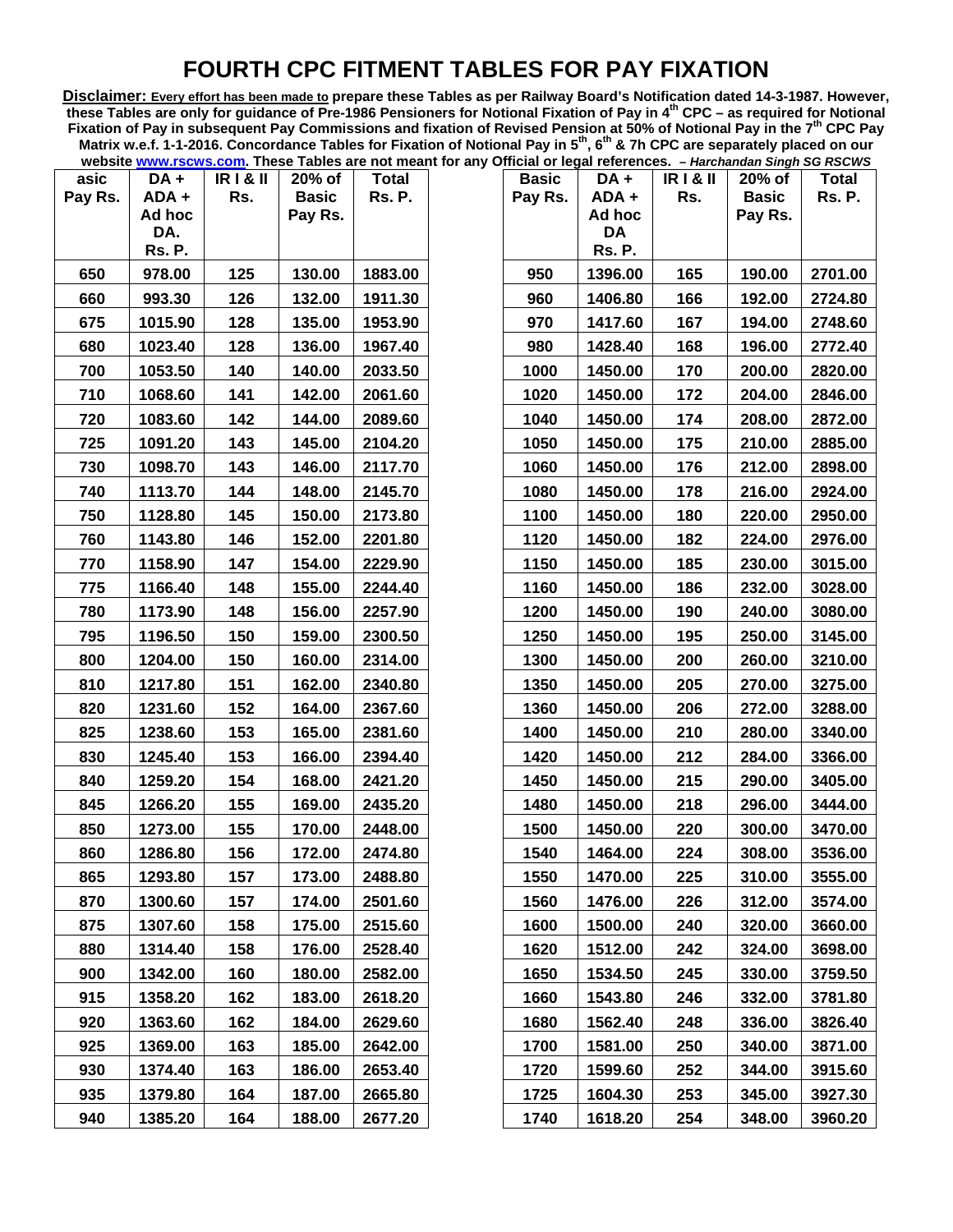# FOURTH CPC FITMENT TABLES FOR PAY FIXATION

**Disclaimer: Every effort has been made to prepare these Tables as per Railway Board's Notification dated 14-3-1987. However, these Tables are only for guidance of Pre-1986 Pensioners for Notional Fixation of Pay in 4th CPC – as required for Notional Fixation of Pay in subsequent Pay Commissions and fixation of Revised Pension at 50% of Notional Pay in the 7th CPC Pay Matrix w.e.f. 1-1-2016. Concordance Tables for Fixation of Notional Pay in 5th, 6th & 7h CPC are separately placed on our website www.rscws.com. These Tables are not meant for any Official or legal references.** *– Harchandan Singh SG RSCWS*

| asic Pay Rs. | DA + ADA + Ad hoc DA. Rs. P. | IR I & II Rs. | 20% of Basic Pay Rs. | Total Rs. P. |
|---|---|---|---|---|
| 650 | 978.00 | 125 | 130.00 | 1883.00 |
| 660 | 993.30 | 126 | 132.00 | 1911.30 |
| 675 | 1015.90 | 128 | 135.00 | 1953.90 |
| 680 | 1023.40 | 128 | 136.00 | 1967.40 |
| 700 | 1053.50 | 140 | 140.00 | 2033.50 |
| 710 | 1068.60 | 141 | 142.00 | 2061.60 |
| 720 | 1083.60 | 142 | 144.00 | 2089.60 |
| 725 | 1091.20 | 143 | 145.00 | 2104.20 |
| 730 | 1098.70 | 143 | 146.00 | 2117.70 |
| 740 | 1113.70 | 144 | 148.00 | 2145.70 |
| 750 | 1128.80 | 145 | 150.00 | 2173.80 |
| 760 | 1143.80 | 146 | 152.00 | 2201.80 |
| 770 | 1158.90 | 147 | 154.00 | 2229.90 |
| 775 | 1166.40 | 148 | 155.00 | 2244.40 |
| 780 | 1173.90 | 148 | 156.00 | 2257.90 |
| 795 | 1196.50 | 150 | 159.00 | 2300.50 |
| 800 | 1204.00 | 150 | 160.00 | 2314.00 |
| 810 | 1217.80 | 151 | 162.00 | 2340.80 |
| 820 | 1231.60 | 152 | 164.00 | 2367.60 |
| 825 | 1238.60 | 153 | 165.00 | 2381.60 |
| 830 | 1245.40 | 153 | 166.00 | 2394.40 |
| 840 | 1259.20 | 154 | 168.00 | 2421.20 |
| 845 | 1266.20 | 155 | 169.00 | 2435.20 |
| 850 | 1273.00 | 155 | 170.00 | 2448.00 |
| 860 | 1286.80 | 156 | 172.00 | 2474.80 |
| 865 | 1293.80 | 157 | 173.00 | 2488.80 |
| 870 | 1300.60 | 157 | 174.00 | 2501.60 |
| 875 | 1307.60 | 158 | 175.00 | 2515.60 |
| 880 | 1314.40 | 158 | 176.00 | 2528.40 |
| 900 | 1342.00 | 160 | 180.00 | 2582.00 |
| 915 | 1358.20 | 162 | 183.00 | 2618.20 |
| 920 | 1363.60 | 162 | 184.00 | 2629.60 |
| 925 | 1369.00 | 163 | 185.00 | 2642.00 |
| 930 | 1374.40 | 163 | 186.00 | 2653.40 |
| 935 | 1379.80 | 164 | 187.00 | 2665.80 |
| 940 | 1385.20 | 164 | 188.00 | 2677.20 |

| Basic Pay Rs. | DA + ADA + Ad hoc DA Rs. P. | IR I & II Rs. | 20% of Basic Pay Rs. | Total Rs. P. |
|---|---|---|---|---|
| 950 | 1396.00 | 165 | 190.00 | 2701.00 |
| 960 | 1406.80 | 166 | 192.00 | 2724.80 |
| 970 | 1417.60 | 167 | 194.00 | 2748.60 |
| 980 | 1428.40 | 168 | 196.00 | 2772.40 |
| 1000 | 1450.00 | 170 | 200.00 | 2820.00 |
| 1020 | 1450.00 | 172 | 204.00 | 2846.00 |
| 1040 | 1450.00 | 174 | 208.00 | 2872.00 |
| 1050 | 1450.00 | 175 | 210.00 | 2885.00 |
| 1060 | 1450.00 | 176 | 212.00 | 2898.00 |
| 1080 | 1450.00 | 178 | 216.00 | 2924.00 |
| 1100 | 1450.00 | 180 | 220.00 | 2950.00 |
| 1120 | 1450.00 | 182 | 224.00 | 2976.00 |
| 1150 | 1450.00 | 185 | 230.00 | 3015.00 |
| 1160 | 1450.00 | 186 | 232.00 | 3028.00 |
| 1200 | 1450.00 | 190 | 240.00 | 3080.00 |
| 1250 | 1450.00 | 195 | 250.00 | 3145.00 |
| 1300 | 1450.00 | 200 | 260.00 | 3210.00 |
| 1350 | 1450.00 | 205 | 270.00 | 3275.00 |
| 1360 | 1450.00 | 206 | 272.00 | 3288.00 |
| 1400 | 1450.00 | 210 | 280.00 | 3340.00 |
| 1420 | 1450.00 | 212 | 284.00 | 3366.00 |
| 1450 | 1450.00 | 215 | 290.00 | 3405.00 |
| 1480 | 1450.00 | 218 | 296.00 | 3444.00 |
| 1500 | 1450.00 | 220 | 300.00 | 3470.00 |
| 1540 | 1464.00 | 224 | 308.00 | 3536.00 |
| 1550 | 1470.00 | 225 | 310.00 | 3555.00 |
| 1560 | 1476.00 | 226 | 312.00 | 3574.00 |
| 1600 | 1500.00 | 240 | 320.00 | 3660.00 |
| 1620 | 1512.00 | 242 | 324.00 | 3698.00 |
| 1650 | 1534.50 | 245 | 330.00 | 3759.50 |
| 1660 | 1543.80 | 246 | 332.00 | 3781.80 |
| 1680 | 1562.40 | 248 | 336.00 | 3826.40 |
| 1700 | 1581.00 | 250 | 340.00 | 3871.00 |
| 1720 | 1599.60 | 252 | 344.00 | 3915.60 |
| 1725 | 1604.30 | 253 | 345.00 | 3927.30 |
| 1740 | 1618.20 | 254 | 348.00 | 3960.20 |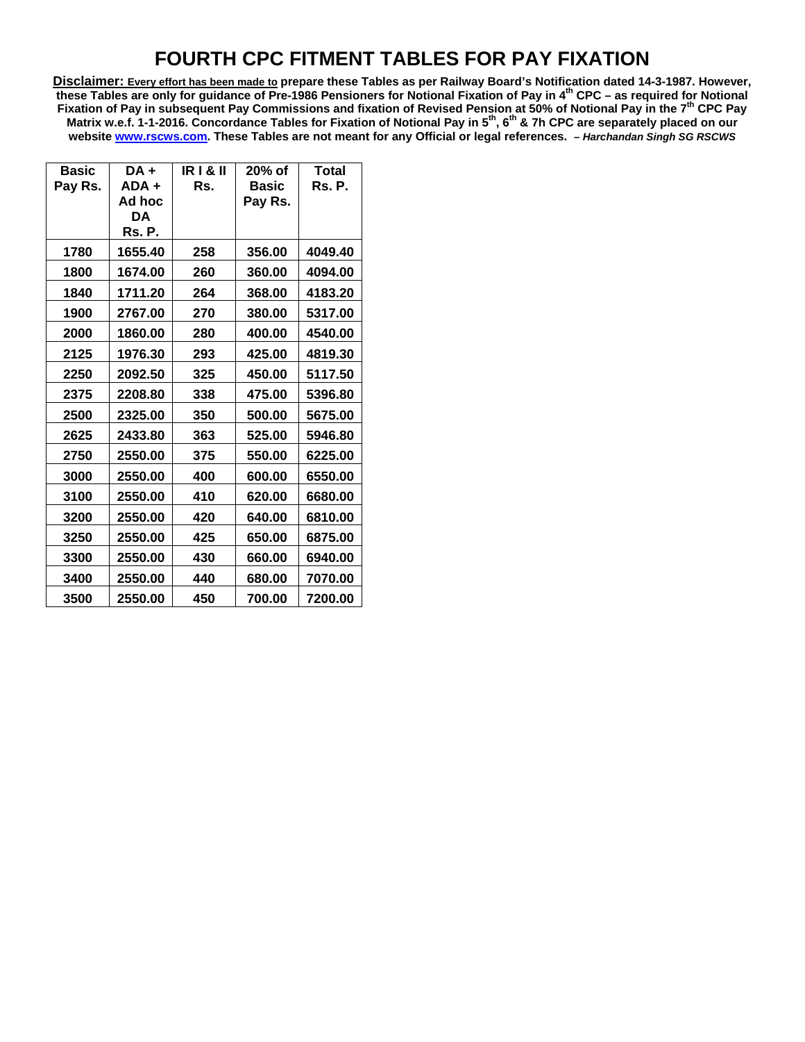# FOURTH CPC FITMENT TABLES FOR PAY FIXATION

**Disclaimer: Every effort has been made to prepare these Tables as per Railway Board's Notification dated 14-3-1987. However, these Tables are only for guidance of Pre-1986 Pensioners for Notional Fixation of Pay in 4th CPC – as required for Notional Fixation of Pay in subsequent Pay Commissions and fixation of Revised Pension at 50% of Notional Pay in the 7th CPC Pay Matrix w.e.f. 1-1-2016. Concordance Tables for Fixation of Notional Pay in 5th, 6th & 7h CPC are separately placed on our website www.rscws.com. These Tables are not meant for any Official or legal references.** *– Harchandan Singh SG RSCWS*

| Basic Pay Rs. | DA + ADA + Ad hoc DA Rs. P. | IR I & II Rs. | 20% of Basic Pay Rs. | Total Rs. P. |
|---|---|---|---|---|
| 1780 | 1655.40 | 258 | 356.00 | 4049.40 |
| 1800 | 1674.00 | 260 | 360.00 | 4094.00 |
| 1840 | 1711.20 | 264 | 368.00 | 4183.20 |
| 1900 | 2767.00 | 270 | 380.00 | 5317.00 |
| 2000 | 1860.00 | 280 | 400.00 | 4540.00 |
| 2125 | 1976.30 | 293 | 425.00 | 4819.30 |
| 2250 | 2092.50 | 325 | 450.00 | 5117.50 |
| 2375 | 2208.80 | 338 | 475.00 | 5396.80 |
| 2500 | 2325.00 | 350 | 500.00 | 5675.00 |
| 2625 | 2433.80 | 363 | 525.00 | 5946.80 |
| 2750 | 2550.00 | 375 | 550.00 | 6225.00 |
| 3000 | 2550.00 | 400 | 600.00 | 6550.00 |
| 3100 | 2550.00 | 410 | 620.00 | 6680.00 |
| 3200 | 2550.00 | 420 | 640.00 | 6810.00 |
| 3250 | 2550.00 | 425 | 650.00 | 6875.00 |
| 3300 | 2550.00 | 430 | 660.00 | 6940.00 |
| 3400 | 2550.00 | 440 | 680.00 | 7070.00 |
| 3500 | 2550.00 | 450 | 700.00 | 7200.00 |